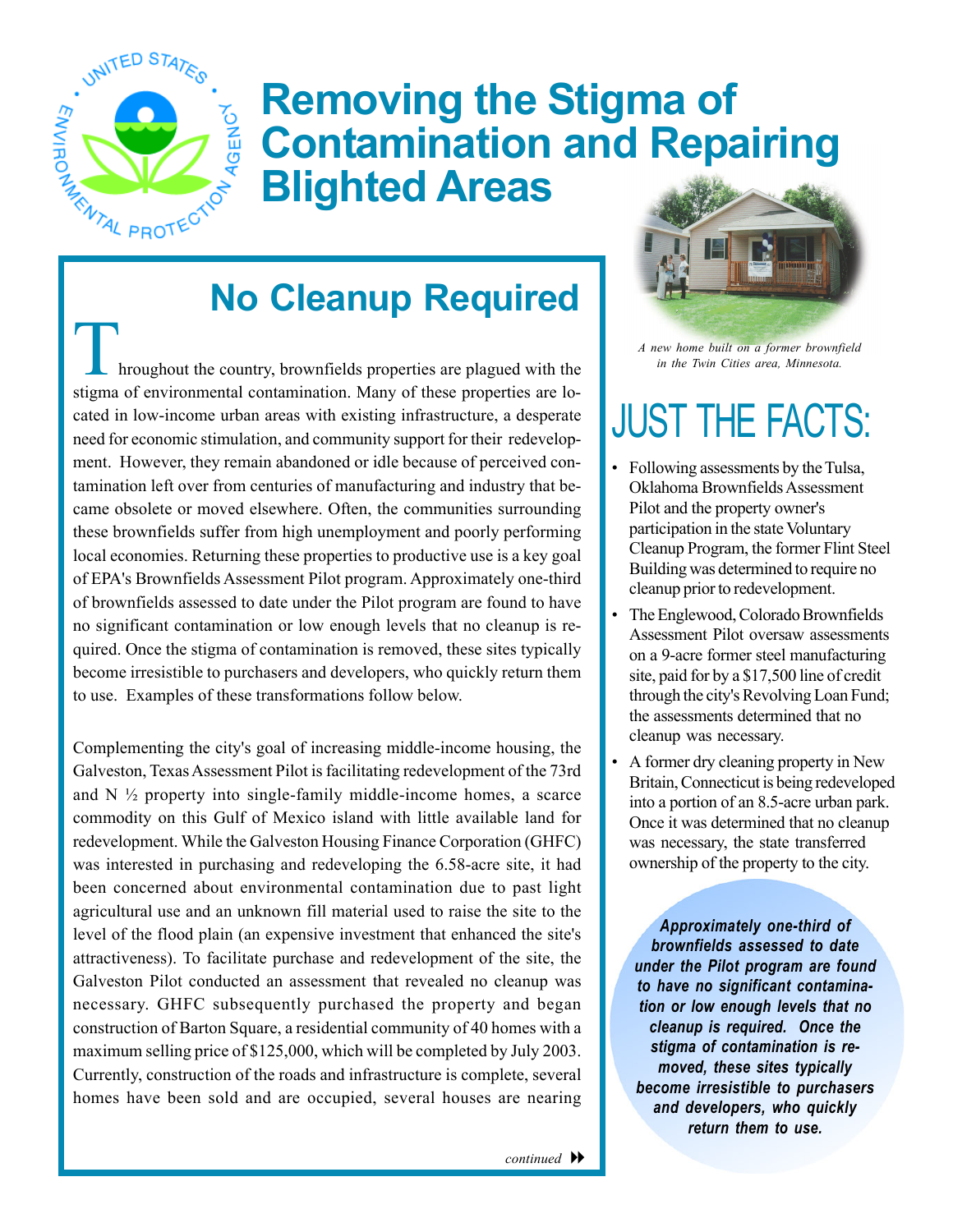# Removing the Stigma of Contamination and Repairing Blighted Areas

## No Cleanup Required

Throughout the country, brownfields properties are plagued with the stigma of environmental contamination. Many of these properties are located in low-income urban areas with existing infrastructure, a desperate need for economic stimulation, and community support for their redevelopment. However, they remain abandoned or idle because of perceived contamination left over from centuries of manufacturing and industry that became obsolete or moved elsewhere. Often, the communities surrounding these brownfields suffer from high unemployment and poorly performing local economies. Returning these properties to productive use is a key goal of EPA's Brownfields Assessment Pilot program. Approximately one-third of brownfields assessed to date under the Pilot program are found to have no significant contamination or low enough levels that no cleanup is required. Once the stigma of contamination is removed, these sites typically become irresistible to purchasers and developers, who quickly return them to use. Examples of these transformations follow below.

Complementing the city's goal of increasing middle-income housing, the Galveston, Texas Assessment Pilot is facilitating redevelopment of the 73rd and N ½ property into single-family middle-income homes, a scarce commodity on this Gulf of Mexico island with little available land for redevelopment. While the Galveston Housing Finance Corporation (GHFC) was interested in purchasing and redeveloping the 6.58-acre site, it had been concerned about environmental contamination due to past light agricultural use and an unknown fill material used to raise the site to the level of the flood plain (an expensive investment that enhanced the site's attractiveness). To facilitate purchase and redevelopment of the site, the Galveston Pilot conducted an assessment that revealed no cleanup was necessary. GHFC subsequently purchased the property and began construction of Barton Square, a residential community of 40 homes with a maximum selling price of $125,000, which will be completed by July 2003. Currently, construction of the roads and infrastructure is complete, several homes have been sold and are occupied, several houses are nearing

*continued*

*A new home built on a former brownfield in the Twin Cities area, Minnesota.*

## JUST THE FACTS:

- Following assessments by the Tulsa, Oklahoma Brownfields Assessment Pilot and the property owner's participation in the state Voluntary Cleanup Program, the former Flint Steel Building was determined to require no cleanup prior to redevelopment.
- The Englewood, Colorado Brownfields Assessment Pilot oversaw assessments on a 9-acre former steel manufacturing site, paid for by a $17,500 line of credit through the city's Revolving Loan Fund; the assessments determined that no cleanup was necessary.
- A former dry cleaning property in New Britain, Connecticut is being redeveloped into a portion of an 8.5-acre urban park. Once it was determined that no cleanup was necessary, the state transferred ownership of the property to the city.

***Approximately one-third of brownfields assessed to date under the Pilot program are found to have no significant contamination or low enough levels that no cleanup is required. Once the stigma of contamination is removed, these sites typically become irresistible to purchasers and developers, who quickly return them to use.***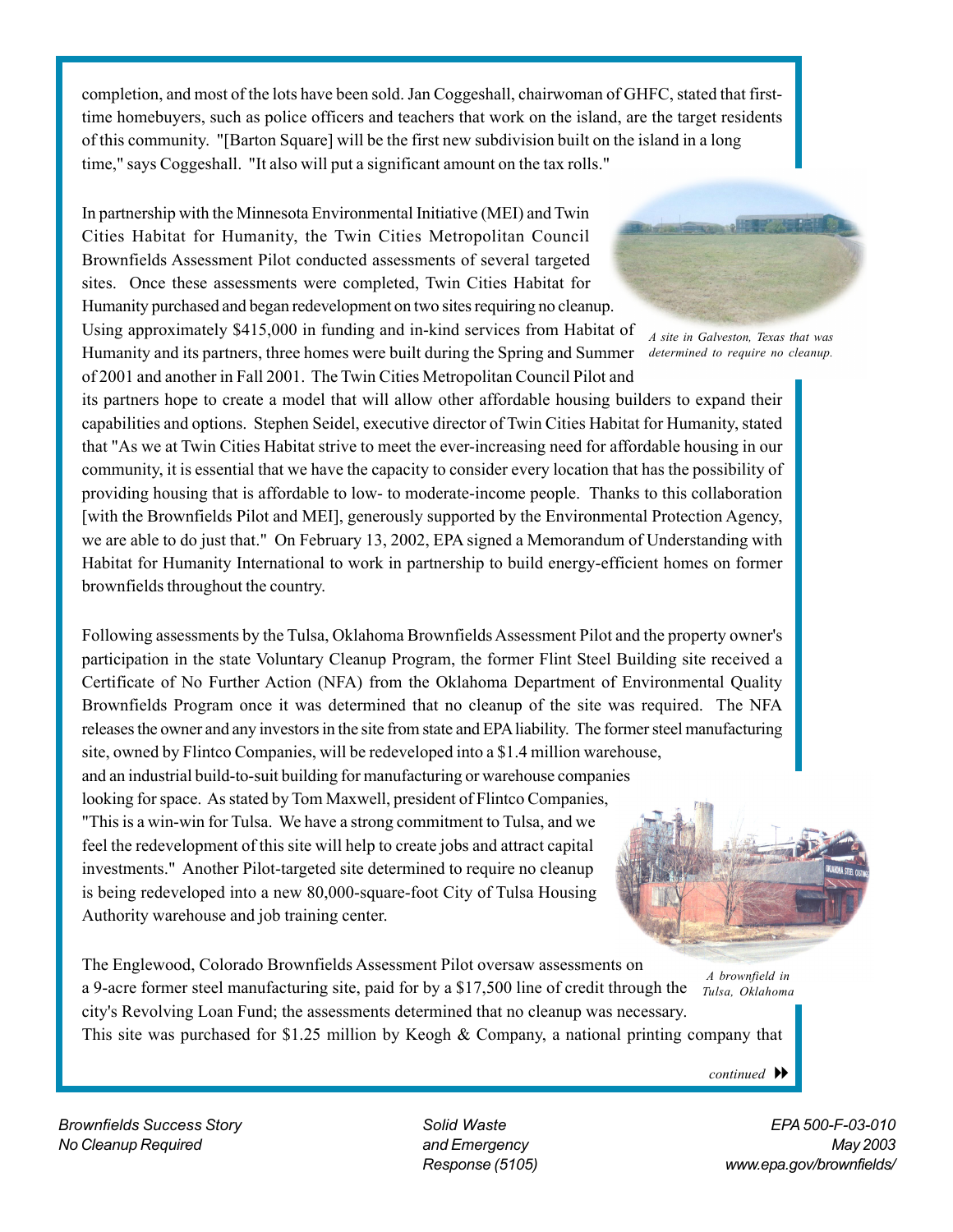completion, and most of the lots have been sold. Jan Coggeshall, chairwoman of GHFC, stated that first-time homebuyers, such as police officers and teachers that work on the island, are the target residents of this community. "[Barton Square] will be the first new subdivision built on the island in a long time," says Coggeshall. "It also will put a significant amount on the tax rolls."

In partnership with the Minnesota Environmental Initiative (MEI) and Twin Cities Habitat for Humanity, the Twin Cities Metropolitan Council Brownfields Assessment Pilot conducted assessments of several targeted sites. Once these assessments were completed, Twin Cities Habitat for Humanity purchased and began redevelopment on two sites requiring no cleanup. Using approximately $415,000 in funding and in-kind services from Habitat of Humanity and its partners, three homes were built during the Spring and Summer of 2001 and another in Fall 2001. The Twin Cities Metropolitan Council Pilot and its partners hope to create a model that will allow other affordable housing builders to expand their capabilities and options. Stephen Seidel, executive director of Twin Cities Habitat for Humanity, stated that "As we at Twin Cities Habitat strive to meet the ever-increasing need for affordable housing in our community, it is essential that we have the capacity to consider every location that has the possibility of providing housing that is affordable to low- to moderate-income people. Thanks to this collaboration [with the Brownfields Pilot and MEI], generously supported by the Environmental Protection Agency, we are able to do just that." On February 13, 2002, EPA signed a Memorandum of Understanding with Habitat for Humanity International to work in partnership to build energy-efficient homes on former brownfields throughout the country.

*A site in Galveston, Texas that was determined to require no cleanup.*

Following assessments by the Tulsa, Oklahoma Brownfields Assessment Pilot and the property owner's participation in the state Voluntary Cleanup Program, the former Flint Steel Building site received a Certificate of No Further Action (NFA) from the Oklahoma Department of Environmental Quality Brownfields Program once it was determined that no cleanup of the site was required. The NFA releases the owner and any investors in the site from state and EPA liability. The former steel manufacturing site, owned by Flintco Companies, will be redeveloped into a $1.4 million warehouse, and an industrial build-to-suit building for manufacturing or warehouse companies looking for space. As stated by Tom Maxwell, president of Flintco Companies, "This is a win-win for Tulsa. We have a strong commitment to Tulsa, and we feel the redevelopment of this site will help to create jobs and attract capital investments." Another Pilot-targeted site determined to require no cleanup is being redeveloped into a new 80,000-square-foot City of Tulsa Housing Authority warehouse and job training center.

*A brownfield in Tulsa, Oklahoma*

The Englewood, Colorado Brownfields Assessment Pilot oversaw assessments on a 9-acre former steel manufacturing site, paid for by a $17,500 line of credit through the city's Revolving Loan Fund; the assessments determined that no cleanup was necessary. This site was purchased for $1.25 million by Keogh & Company, a national printing company that

*continued*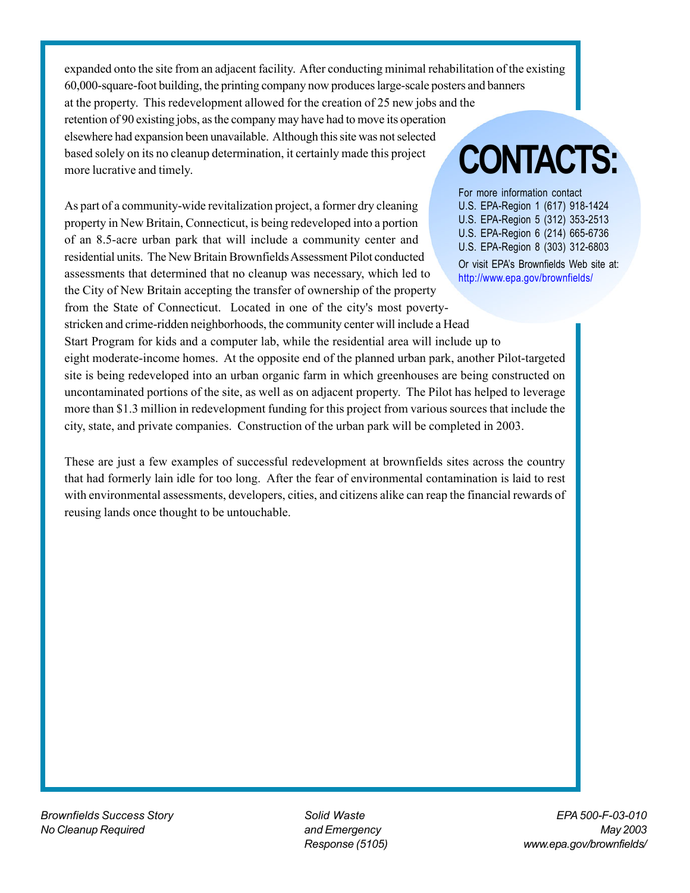expanded onto the site from an adjacent facility. After conducting minimal rehabilitation of the existing 60,000-square-foot building, the printing company now produces large-scale posters and banners at the property. This redevelopment allowed for the creation of 25 new jobs and the retention of 90 existing jobs, as the company may have had to move its operation elsewhere had expansion been unavailable. Although this site was not selected based solely on its no cleanup determination, it certainly made this project more lucrative and timely.

As part of a community-wide revitalization project, a former dry cleaning property in New Britain, Connecticut, is being redeveloped into a portion of an 8.5-acre urban park that will include a community center and residential units. The New Britain Brownfields Assessment Pilot conducted assessments that determined that no cleanup was necessary, which led to the City of New Britain accepting the transfer of ownership of the property from the State of Connecticut. Located in one of the city's most poverty-stricken and crime-ridden neighborhoods, the community center will include a Head Start Program for kids and a computer lab, while the residential area will include up to eight moderate-income homes. At the opposite end of the planned urban park, another Pilot-targeted site is being redeveloped into an urban organic farm in which greenhouses are being constructed on uncontaminated portions of the site, as well as on adjacent property. The Pilot has helped to leverage more than $1.3 million in redevelopment funding for this project from various sources that include the city, state, and private companies. Construction of the urban park will be completed in 2003.

These are just a few examples of successful redevelopment at brownfields sites across the country that had formerly lain idle for too long. After the fear of environmental contamination is laid to rest with environmental assessments, developers, cities, and citizens alike can reap the financial rewards of reusing lands once thought to be untouchable.

# CONTACTS:

For more information contact
U.S. EPA-Region 1 (617) 918-1424
U.S. EPA-Region 5 (312) 353-2513
U.S. EPA-Region 6 (214) 665-6736
U.S. EPA-Region 8 (303) 312-6803

Or visit EPA's Brownfields Web site at:
http://www.epa.gov/brownfields/

*Brownfields Success Story*
*No Cleanup Required*

*Solid Waste and Emergency Response (5105)*

*EPA 500-F-03-010*
*May 2003*
*www.epa.gov/brownfields/*